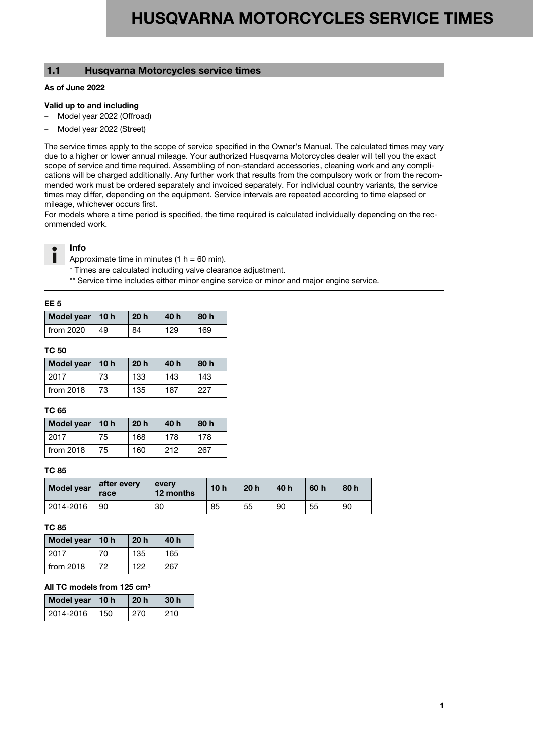# HUSQVARNA MOTORCYCLES SERVICE TIMES

## 1.1 Husqvarna Motorcycles service times

**As of June 2022**

**Valid up to and including**

- Model year 2022 (Offroad)
- Model year 2022 (Street)

The service times apply to the scope of service specified in the Owner's Manual. The calculated times may vary due to a higher or lower annual mileage. Your authorized Husqvarna Motorcycles dealer will tell you the exact scope of service and time required. Assembling of non-standard accessories, cleaning work and any complications will be charged additionally. Any further work that results from the compulsory work or from the recommended work must be ordered separately and invoiced separately. For individual country variants, the service times may differ, depending on the equipment. Service intervals are repeated according to time elapsed or mileage, whichever occurs first.
For models where a time period is specified, the time required is calculated individually depending on the recommended work.

**Info**
Approximate time in minutes (1 h = 60 min).
* Times are calculated including valve clearance adjustment.
** Service time includes either minor engine service or minor and major engine service.

**EE 5**

| Model year | 10 h | 20 h | 40 h | 80 h |
|---|---|---|---|---|
| from 2020 | 49 | 84 | 129 | 169 |

**TC 50**

| Model year | 10 h | 20 h | 40 h | 80 h |
|---|---|---|---|---|
| 2017 | 73 | 133 | 143 | 143 |
| from 2018 | 73 | 135 | 187 | 227 |

**TC 65**

| Model year | 10 h | 20 h | 40 h | 80 h |
|---|---|---|---|---|
| 2017 | 75 | 168 | 178 | 178 |
| from 2018 | 75 | 160 | 212 | 267 |

**TC 85**

| Model year | after every race | every 12 months | 10 h | 20 h | 40 h | 60 h | 80 h |
|---|---|---|---|---|---|---|---|
| 2014-2016 | 90 | 30 | 85 | 55 | 90 | 55 | 90 |

**TC 85**

| Model year | 10 h | 20 h | 40 h |
|---|---|---|---|
| 2017 | 70 | 135 | 165 |
| from 2018 | 72 | 122 | 267 |

**All TC models from 125 cm³**

| Model year | 10 h | 20 h | 30 h |
|---|---|---|---|
| 2014-2016 | 150 | 270 | 210 |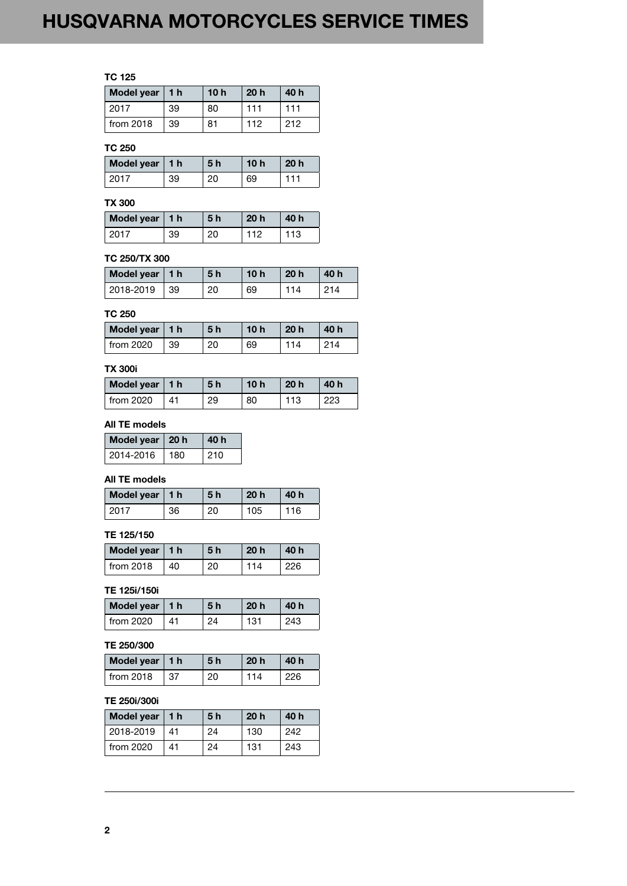# HUSQVARNA MOTORCYCLES SERVICE TIMES

**TC 125**

| Model year | 1 h | 10 h | 20 h | 40 h |
| --- | --- | --- | --- | --- |
| 2017 | 39 | 80 | 111 | 111 |
| from 2018 | 39 | 81 | 112 | 212 |

**TC 250**

| Model year | 1 h | 5 h | 10 h | 20 h |
| --- | --- | --- | --- | --- |
| 2017 | 39 | 20 | 69 | 111 |

**TX 300**

| Model year | 1 h | 5 h | 20 h | 40 h |
| --- | --- | --- | --- | --- |
| 2017 | 39 | 20 | 112 | 113 |

**TC 250/TX 300**

| Model year | 1 h | 5 h | 10 h | 20 h | 40 h |
| --- | --- | --- | --- | --- | --- |
| 2018-2019 | 39 | 20 | 69 | 114 | 214 |

**TC 250**

| Model year | 1 h | 5 h | 10 h | 20 h | 40 h |
| --- | --- | --- | --- | --- | --- |
| from 2020 | 39 | 20 | 69 | 114 | 214 |

**TX 300i**

| Model year | 1 h | 5 h | 10 h | 20 h | 40 h |
| --- | --- | --- | --- | --- | --- |
| from 2020 | 41 | 29 | 80 | 113 | 223 |

**All TE models**

| Model year | 20 h | 40 h |
| --- | --- | --- |
| 2014-2016 | 180 | 210 |

**All TE models**

| Model year | 1 h | 5 h | 20 h | 40 h |
| --- | --- | --- | --- | --- |
| 2017 | 36 | 20 | 105 | 116 |

**TE 125/150**

| Model year | 1 h | 5 h | 20 h | 40 h |
| --- | --- | --- | --- | --- |
| from 2018 | 40 | 20 | 114 | 226 |

**TE 125i/150i**

| Model year | 1 h | 5 h | 20 h | 40 h |
| --- | --- | --- | --- | --- |
| from 2020 | 41 | 24 | 131 | 243 |

**TE 250/300**

| Model year | 1 h | 5 h | 20 h | 40 h |
| --- | --- | --- | --- | --- |
| from 2018 | 37 | 20 | 114 | 226 |

**TE 250i/300i**

| Model year | 1 h | 5 h | 20 h | 40 h |
| --- | --- | --- | --- | --- |
| 2018-2019 | 41 | 24 | 130 | 242 |
| from 2020 | 41 | 24 | 131 | 243 |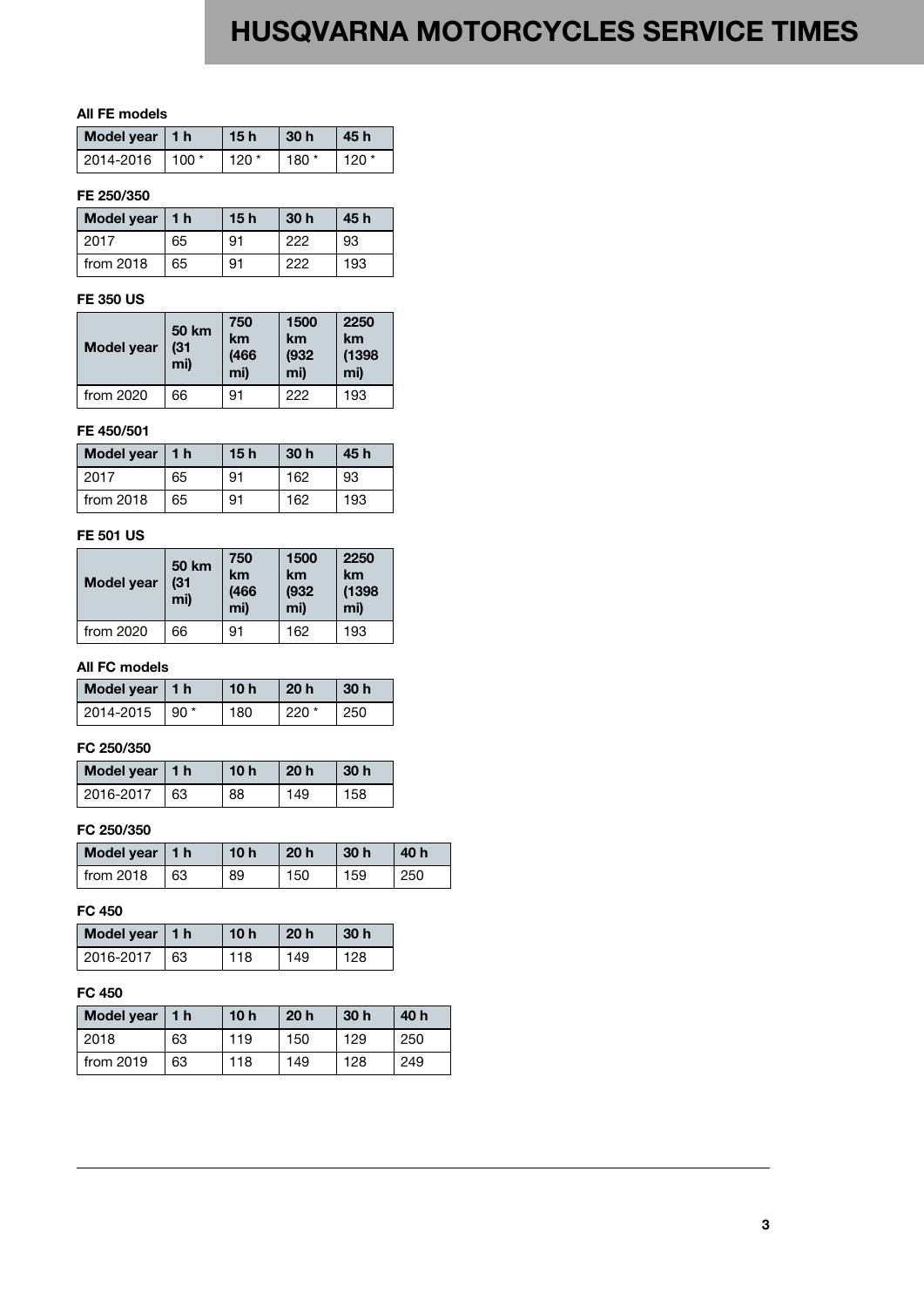# HUSQVARNA MOTORCYCLES SERVICE TIMES

**All FE models**

| Model year | 1 h | 15 h | 30 h | 45 h |
|---|---|---|---|---|
| 2014-2016 | 100 * | 120 * | 180 * | 120 * |

**FE 250/350**

| Model year | 1 h | 15 h | 30 h | 45 h |
|---|---|---|---|---|
| 2017 | 65 | 91 | 222 | 93 |
| from 2018 | 65 | 91 | 222 | 193 |

**FE 350 US**

| Model year | 50 km (31 mi) | 750 km (466 mi) | 1500 km (932 mi) | 2250 km (1398 mi) |
|---|---|---|---|---|
| from 2020 | 66 | 91 | 222 | 193 |

**FE 450/501**

| Model year | 1 h | 15 h | 30 h | 45 h |
|---|---|---|---|---|
| 2017 | 65 | 91 | 162 | 93 |
| from 2018 | 65 | 91 | 162 | 193 |

**FE 501 US**

| Model year | 50 km (31 mi) | 750 km (466 mi) | 1500 km (932 mi) | 2250 km (1398 mi) |
|---|---|---|---|---|
| from 2020 | 66 | 91 | 162 | 193 |

**All FC models**

| Model year | 1 h | 10 h | 20 h | 30 h |
|---|---|---|---|---|
| 2014-2015 | 90 * | 180 | 220 * | 250 |

**FC 250/350**

| Model year | 1 h | 10 h | 20 h | 30 h |
|---|---|---|---|---|
| 2016-2017 | 63 | 88 | 149 | 158 |

**FC 250/350**

| Model year | 1 h | 10 h | 20 h | 30 h | 40 h |
|---|---|---|---|---|---|
| from 2018 | 63 | 89 | 150 | 159 | 250 |

**FC 450**

| Model year | 1 h | 10 h | 20 h | 30 h |
|---|---|---|---|---|
| 2016-2017 | 63 | 118 | 149 | 128 |

**FC 450**

| Model year | 1 h | 10 h | 20 h | 30 h | 40 h |
|---|---|---|---|---|---|
| 2018 | 63 | 119 | 150 | 129 | 250 |
| from 2019 | 63 | 118 | 149 | 128 | 249 |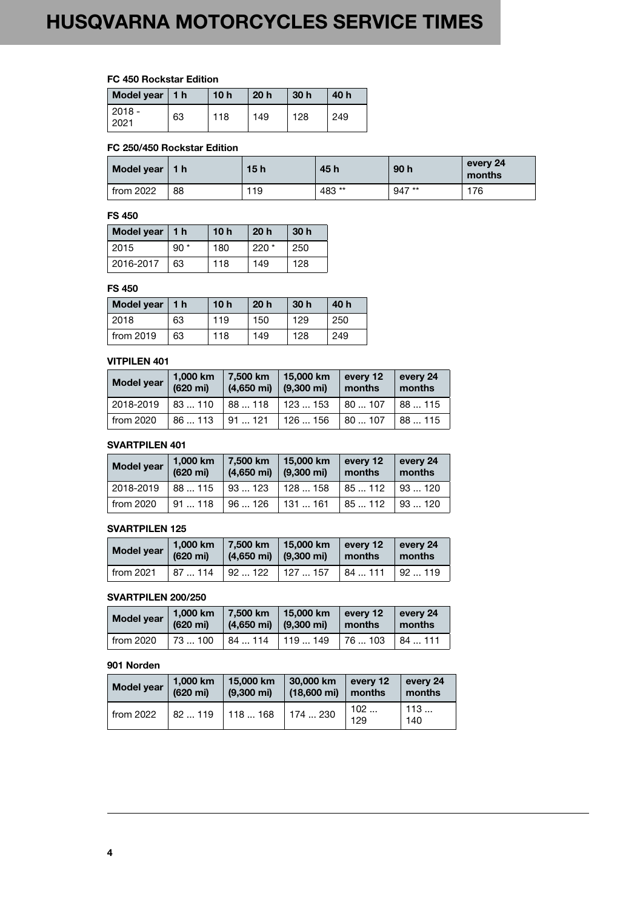# HUSQVARNA MOTORCYCLES SERVICE TIMES

**FC 450 Rockstar Edition**

| Model year | 1 h | 10 h | 20 h | 30 h | 40 h |
|---|---|---|---|---|---|
| 2018 - 2021 | 63 | 118 | 149 | 128 | 249 |

**FC 250/450 Rockstar Edition**

| Model year | 1 h | 15 h | 45 h | 90 h | every 24 months |
|---|---|---|---|---|---|
| from 2022 | 88 | 119 | 483 ** | 947 ** | 176 |

**FS 450**

| Model year | 1 h | 10 h | 20 h | 30 h |
|---|---|---|---|---|
| 2015 | 90 * | 180 | 220 * | 250 |
| 2016-2017 | 63 | 118 | 149 | 128 |

**FS 450**

| Model year | 1 h | 10 h | 20 h | 30 h | 40 h |
|---|---|---|---|---|---|
| 2018 | 63 | 119 | 150 | 129 | 250 |
| from 2019 | 63 | 118 | 149 | 128 | 249 |

**VITPILEN 401**

| Model year | 1,000 km (620 mi) | 7,500 km (4,650 mi) | 15,000 km (9,300 mi) | every 12 months | every 24 months |
|---|---|---|---|---|---|
| 2018-2019 | 83 ... 110 | 88 ... 118 | 123 ... 153 | 80 ... 107 | 88 ... 115 |
| from 2020 | 86 ... 113 | 91 ... 121 | 126 ... 156 | 80 ... 107 | 88 ... 115 |

**SVARTPILEN 401**

| Model year | 1,000 km (620 mi) | 7,500 km (4,650 mi) | 15,000 km (9,300 mi) | every 12 months | every 24 months |
|---|---|---|---|---|---|
| 2018-2019 | 88 ... 115 | 93 ... 123 | 128 ... 158 | 85 ... 112 | 93 ... 120 |
| from 2020 | 91 ... 118 | 96 ... 126 | 131 ... 161 | 85 ... 112 | 93 ... 120 |

**SVARTPILEN 125**

| Model year | 1,000 km (620 mi) | 7,500 km (4,650 mi) | 15,000 km (9,300 mi) | every 12 months | every 24 months |
|---|---|---|---|---|---|
| from 2021 | 87 ... 114 | 92 ... 122 | 127 ... 157 | 84 ... 111 | 92 ... 119 |

**SVARTPILEN 200/250**

| Model year | 1,000 km (620 mi) | 7,500 km (4,650 mi) | 15,000 km (9,300 mi) | every 12 months | every 24 months |
|---|---|---|---|---|---|
| from 2020 | 73 ... 100 | 84 ... 114 | 119 ... 149 | 76 ... 103 | 84 ... 111 |

**901 Norden**

| Model year | 1,000 km (620 mi) | 15,000 km (9,300 mi) | 30,000 km (18,600 mi) | every 12 months | every 24 months |
|---|---|---|---|---|---|
| from 2022 | 82 ... 119 | 118 ... 168 | 174 ... 230 | 102 ... 129 | 113 ... 140 |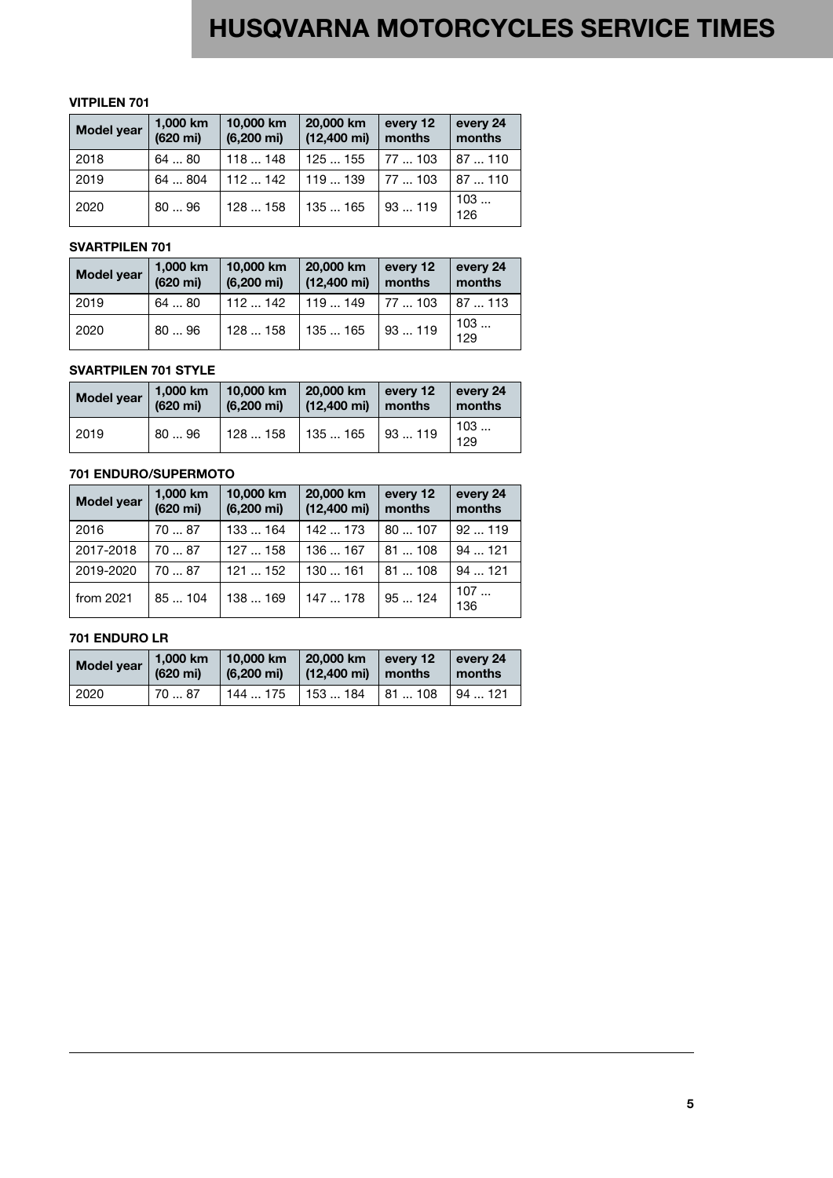# HUSQVARNA MOTORCYCLES SERVICE TIMES

#### VITPILEN 701

| Model year | 1,000 km (620 mi) | 10,000 km (6,200 mi) | 20,000 km (12,400 mi) | every 12 months | every 24 months |
|---|---|---|---|---|---|
| 2018 | 64 ... 80 | 118 ... 148 | 125 ... 155 | 77 ... 103 | 87 ... 110 |
| 2019 | 64 ... 804 | 112 ... 142 | 119 ... 139 | 77 ... 103 | 87 ... 110 |
| 2020 | 80 ... 96 | 128 ... 158 | 135 ... 165 | 93 ... 119 | 103 ... 126 |

#### SVARTPILEN 701

| Model year | 1,000 km (620 mi) | 10,000 km (6,200 mi) | 20,000 km (12,400 mi) | every 12 months | every 24 months |
|---|---|---|---|---|---|
| 2019 | 64 ... 80 | 112 ... 142 | 119 ... 149 | 77 ... 103 | 87 ... 113 |
| 2020 | 80 ... 96 | 128 ... 158 | 135 ... 165 | 93 ... 119 | 103 ... 129 |

#### SVARTPILEN 701 STYLE

| Model year | 1,000 km (620 mi) | 10,000 km (6,200 mi) | 20,000 km (12,400 mi) | every 12 months | every 24 months |
|---|---|---|---|---|---|
| 2019 | 80 ... 96 | 128 ... 158 | 135 ... 165 | 93 ... 119 | 103 ... 129 |

#### 701 ENDURO/SUPERMOTO

| Model year | 1,000 km (620 mi) | 10,000 km (6,200 mi) | 20,000 km (12,400 mi) | every 12 months | every 24 months |
|---|---|---|---|---|---|
| 2016 | 70 ... 87 | 133 ... 164 | 142 ... 173 | 80 ... 107 | 92 ... 119 |
| 2017-2018 | 70 ... 87 | 127 ... 158 | 136 ... 167 | 81 ... 108 | 94 ... 121 |
| 2019-2020 | 70 ... 87 | 121 ... 152 | 130 ... 161 | 81 ... 108 | 94 ... 121 |
| from 2021 | 85 ... 104 | 138 ... 169 | 147 ... 178 | 95 ... 124 | 107 ... 136 |

#### 701 ENDURO LR

| Model year | 1,000 km (620 mi) | 10,000 km (6,200 mi) | 20,000 km (12,400 mi) | every 12 months | every 24 months |
|---|---|---|---|---|---|
| 2020 | 70 ... 87 | 144 ... 175 | 153 ... 184 | 81 ... 108 | 94 ... 121 |